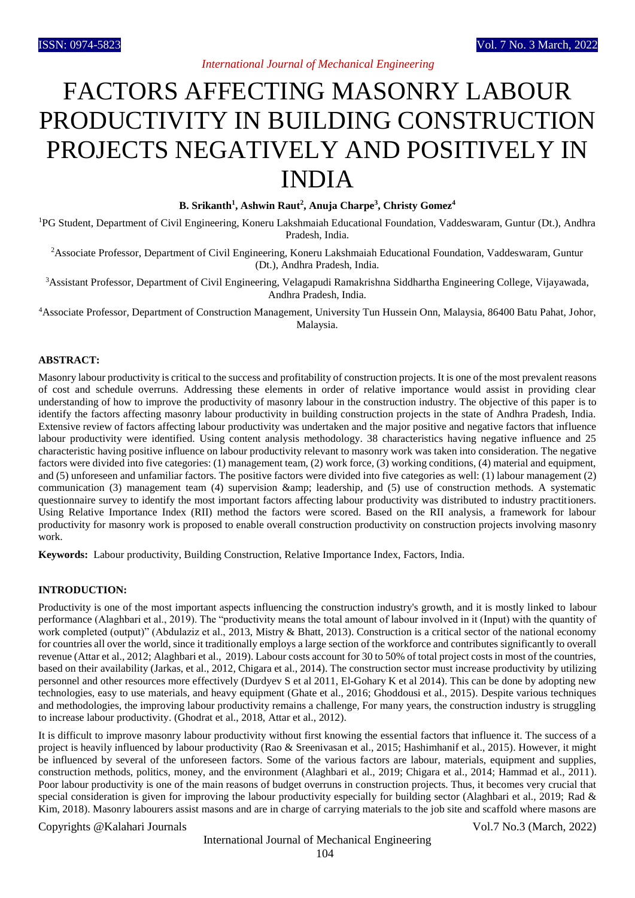# FACTORS AFFECTING MASONRY LABOUR PRODUCTIVITY IN BUILDING CONSTRUCTION PROJECTS NEGATIVELY AND POSITIVELY IN INDIA

**B. Srikanth[1], Ashwin Raut[2], Anuja Charpe[3], Christy Gomez[4]**

[1]PG Student, Department of Civil Engineering, Koneru Lakshmaiah Educational Foundation, Vaddeswaram, Guntur (Dt.), Andhra Pradesh, India.

[2]Associate Professor, Department of Civil Engineering, Koneru Lakshmaiah Educational Foundation, Vaddeswaram, Guntur (Dt.), Andhra Pradesh, India.

[3]Assistant Professor, Department of Civil Engineering, Velagapudi Ramakrishna Siddhartha Engineering College, Vijayawada, Andhra Pradesh, India.

[4]Associate Professor, Department of Construction Management, University Tun Hussein Onn, Malaysia, 86400 Batu Pahat, Johor, Malaysia.

## ABSTRACT:

Masonry labour productivity is critical to the success and profitability of construction projects. It is one of the most prevalent reasons of cost and schedule overruns. Addressing these elements in order of relative importance would assist in providing clear understanding of how to improve the productivity of masonry labour in the construction industry. The objective of this paper is to identify the factors affecting masonry labour productivity in building construction projects in the state of Andhra Pradesh, India. Extensive review of factors affecting labour productivity was undertaken and the major positive and negative factors that influence labour productivity were identified. Using content analysis methodology. 38 characteristics having negative influence and 25 characteristic having positive influence on labour productivity relevant to masonry work was taken into consideration. The negative factors were divided into five categories: (1) management team, (2) work force, (3) working conditions, (4) material and equipment, and (5) unforeseen and unfamiliar factors. The positive factors were divided into five categories as well: (1) labour management (2) communication (3) management team (4) supervision &amp; leadership, and (5) use of construction methods. A systematic questionnaire survey to identify the most important factors affecting labour productivity was distributed to industry practitioners. Using Relative Importance Index (RII) method the factors were scored. Based on the RII analysis, a framework for labour productivity for masonry work is proposed to enable overall construction productivity on construction projects involving masonry work.

**Keywords:** Labour productivity, Building Construction, Relative Importance Index, Factors, India.

## INTRODUCTION:

Productivity is one of the most important aspects influencing the construction industry's growth, and it is mostly linked to labour performance (Alaghbari et al., 2019). The "productivity means the total amount of labour involved in it (Input) with the quantity of work completed (output)" (Abdulaziz et al., 2013, Mistry & Bhatt, 2013). Construction is a critical sector of the national economy for countries all over the world, since it traditionally employs a large section of the workforce and contributes significantly to overall revenue (Attar et al., 2012; Alaghbari et al., 2019). Labour costs account for 30 to 50% of total project costs in most of the countries, based on their availability (Jarkas, et al., 2012, Chigara et al., 2014). The construction sector must increase productivity by utilizing personnel and other resources more effectively (Durdyev S et al 2011, El-Gohary K et al 2014). This can be done by adopting new technologies, easy to use materials, and heavy equipment (Ghate et al., 2016; Ghoddousi et al., 2015). Despite various techniques and methodologies, the improving labour productivity remains a challenge, For many years, the construction industry is struggling to increase labour productivity. (Ghodrat et al., 2018, Attar et al., 2012).

It is difficult to improve masonry labour productivity without first knowing the essential factors that influence it. The success of a project is heavily influenced by labour productivity (Rao & Sreenivasan et al., 2015; Hashimhanif et al., 2015). However, it might be influenced by several of the unforeseen factors. Some of the various factors are labour, materials, equipment and supplies, construction methods, politics, money, and the environment (Alaghbari et al., 2019; Chigara et al., 2014; Hammad et al., 2011). Poor labour productivity is one of the main reasons of budget overruns in construction projects. Thus, it becomes very crucial that special consideration is given for improving the labour productivity especially for building sector (Alaghbari et al., 2019; Rad & Kim, 2018). Masonry labourers assist masons and are in charge of carrying materials to the job site and scaffold where masons are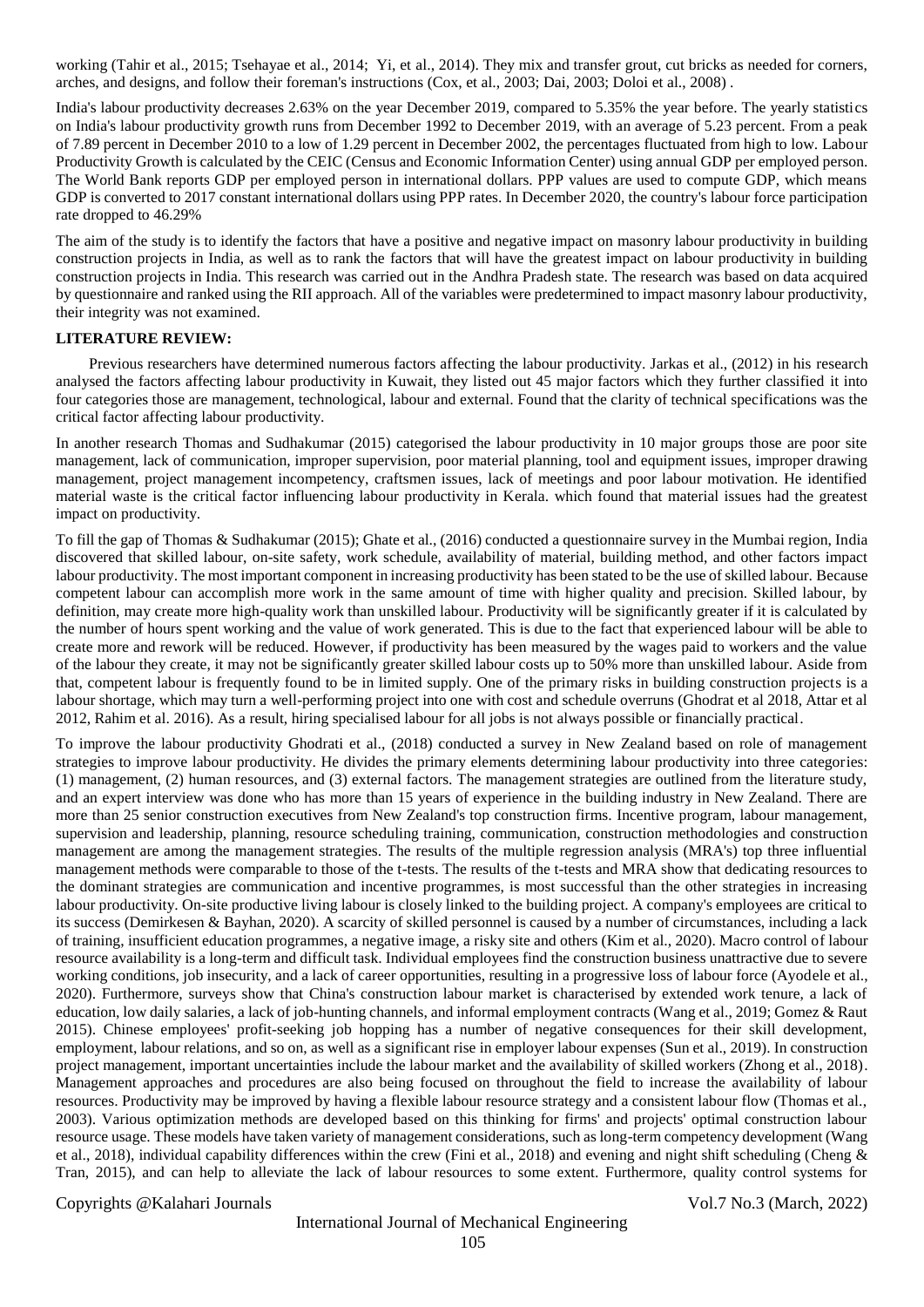working (Tahir et al., 2015; Tsehayae et al., 2014; Yi, et al., 2014). They mix and transfer grout, cut bricks as needed for corners, arches, and designs, and follow their foreman's instructions (Cox, et al., 2003; Dai, 2003; Doloi et al., 2008) .

India's labour productivity decreases 2.63% on the year December 2019, compared to 5.35% the year before. The yearly statistics on India's labour productivity growth runs from December 1992 to December 2019, with an average of 5.23 percent. From a peak of 7.89 percent in December 2010 to a low of 1.29 percent in December 2002, the percentages fluctuated from high to low. Labour Productivity Growth is calculated by the CEIC (Census and Economic Information Center) using annual GDP per employed person. The World Bank reports GDP per employed person in international dollars. PPP values are used to compute GDP, which means GDP is converted to 2017 constant international dollars using PPP rates. In December 2020, the country's labour force participation rate dropped to 46.29%

The aim of the study is to identify the factors that have a positive and negative impact on masonry labour productivity in building construction projects in India, as well as to rank the factors that will have the greatest impact on labour productivity in building construction projects in India. This research was carried out in the Andhra Pradesh state. The research was based on data acquired by questionnaire and ranked using the RII approach. All of the variables were predetermined to impact masonry labour productivity, their integrity was not examined.

## LITERATURE REVIEW:

Previous researchers have determined numerous factors affecting the labour productivity. Jarkas et al., (2012) in his research analysed the factors affecting labour productivity in Kuwait, they listed out 45 major factors which they further classified it into four categories those are management, technological, labour and external. Found that the clarity of technical specifications was the critical factor affecting labour productivity.

In another research Thomas and Sudhakumar (2015) categorised the labour productivity in 10 major groups those are poor site management, lack of communication, improper supervision, poor material planning, tool and equipment issues, improper drawing management, project management incompetency, craftsmen issues, lack of meetings and poor labour motivation. He identified material waste is the critical factor influencing labour productivity in Kerala. which found that material issues had the greatest impact on productivity.

To fill the gap of Thomas & Sudhakumar (2015); Ghate et al., (2016) conducted a questionnaire survey in the Mumbai region, India discovered that skilled labour, on-site safety, work schedule, availability of material, building method, and other factors impact labour productivity. The most important component in increasing productivity has been stated to be the use of skilled labour. Because competent labour can accomplish more work in the same amount of time with higher quality and precision. Skilled labour, by definition, may create more high-quality work than unskilled labour. Productivity will be significantly greater if it is calculated by the number of hours spent working and the value of work generated. This is due to the fact that experienced labour will be able to create more and rework will be reduced. However, if productivity has been measured by the wages paid to workers and the value of the labour they create, it may not be significantly greater skilled labour costs up to 50% more than unskilled labour. Aside from that, competent labour is frequently found to be in limited supply. One of the primary risks in building construction projects is a labour shortage, which may turn a well-performing project into one with cost and schedule overruns (Ghodrat et al 2018, Attar et al 2012, Rahim et al. 2016). As a result, hiring specialised labour for all jobs is not always possible or financially practical.

To improve the labour productivity Ghodrati et al., (2018) conducted a survey in New Zealand based on role of management strategies to improve labour productivity. He divides the primary elements determining labour productivity into three categories: (1) management, (2) human resources, and (3) external factors. The management strategies are outlined from the literature study, and an expert interview was done who has more than 15 years of experience in the building industry in New Zealand. There are more than 25 senior construction executives from New Zealand's top construction firms. Incentive program, labour management, supervision and leadership, planning, resource scheduling training, communication, construction methodologies and construction management are among the management strategies. The results of the multiple regression analysis (MRA's) top three influential management methods were comparable to those of the t-tests. The results of the t-tests and MRA show that dedicating resources to the dominant strategies are communication and incentive programmes, is most successful than the other strategies in increasing labour productivity. On-site productive living labour is closely linked to the building project. A company's employees are critical to its success (Demirkesen & Bayhan, 2020). A scarcity of skilled personnel is caused by a number of circumstances, including a lack of training, insufficient education programmes, a negative image, a risky site and others (Kim et al., 2020). Macro control of labour resource availability is a long-term and difficult task. Individual employees find the construction business unattractive due to severe working conditions, job insecurity, and a lack of career opportunities, resulting in a progressive loss of labour force (Ayodele et al., 2020). Furthermore, surveys show that China's construction labour market is characterised by extended work tenure, a lack of education, low daily salaries, a lack of job-hunting channels, and informal employment contracts (Wang et al., 2019; Gomez & Raut 2015). Chinese employees' profit-seeking job hopping has a number of negative consequences for their skill development, employment, labour relations, and so on, as well as a significant rise in employer labour expenses (Sun et al., 2019). In construction project management, important uncertainties include the labour market and the availability of skilled workers (Zhong et al., 2018). Management approaches and procedures are also being focused on throughout the field to increase the availability of labour resources. Productivity may be improved by having a flexible labour resource strategy and a consistent labour flow (Thomas et al., 2003). Various optimization methods are developed based on this thinking for firms' and projects' optimal construction labour resource usage. These models have taken variety of management considerations, such as long-term competency development (Wang et al., 2018), individual capability differences within the crew (Fini et al., 2018) and evening and night shift scheduling (Cheng & Tran, 2015), and can help to alleviate the lack of labour resources to some extent. Furthermore, quality control systems for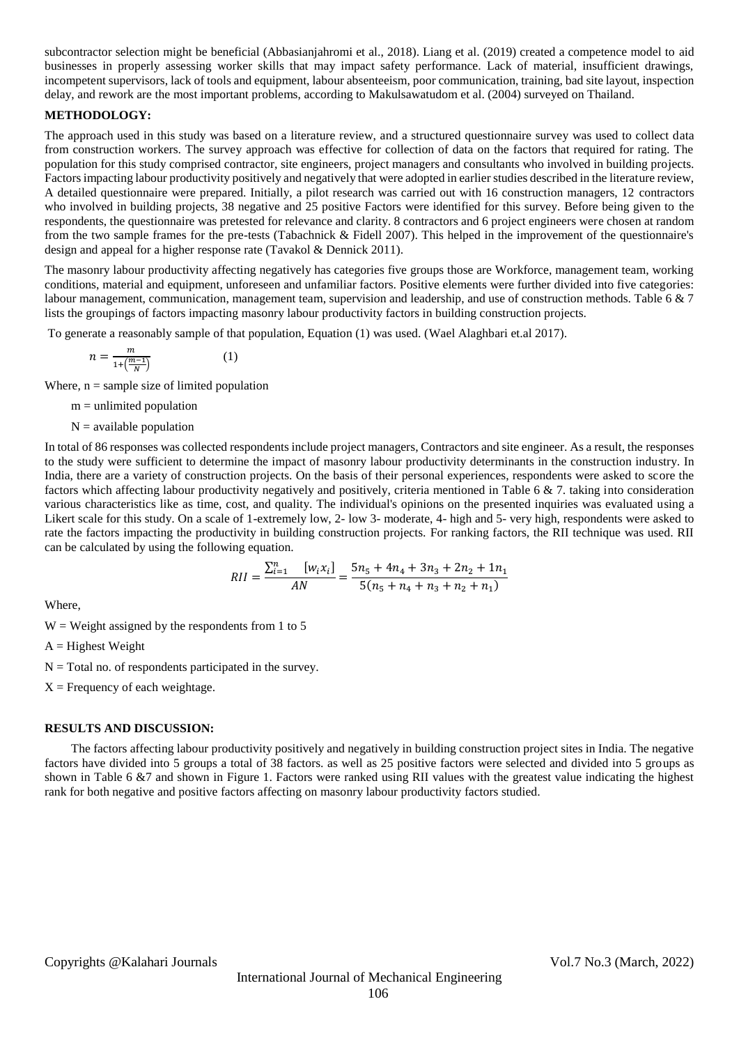subcontractor selection might be beneficial (Abbasianjahromi et al., 2018). Liang et al. (2019) created a competence model to aid businesses in properly assessing worker skills that may impact safety performance. Lack of material, insufficient drawings, incompetent supervisors, lack of tools and equipment, labour absenteeism, poor communication, training, bad site layout, inspection delay, and rework are the most important problems, according to Makulsawatudom et al. (2004) surveyed on Thailand.

## METHODOLOGY:

The approach used in this study was based on a literature review, and a structured questionnaire survey was used to collect data from construction workers. The survey approach was effective for collection of data on the factors that required for rating. The population for this study comprised contractor, site engineers, project managers and consultants who involved in building projects. Factors impacting labour productivity positively and negatively that were adopted in earlier studies described in the literature review, A detailed questionnaire were prepared. Initially, a pilot research was carried out with 16 construction managers, 12 contractors who involved in building projects, 38 negative and 25 positive Factors were identified for this survey. Before being given to the respondents, the questionnaire was pretested for relevance and clarity. 8 contractors and 6 project engineers were chosen at random from the two sample frames for the pre-tests (Tabachnick & Fidell 2007). This helped in the improvement of the questionnaire's design and appeal for a higher response rate (Tavakol & Dennick 2011).

The masonry labour productivity affecting negatively has categories five groups those are Workforce, management team, working conditions, material and equipment, unforeseen and unfamiliar factors. Positive elements were further divided into five categories: labour management, communication, management team, supervision and leadership, and use of construction methods. Table 6 & 7 lists the groupings of factors impacting masonry labour productivity factors in building construction projects.

To generate a reasonably sample of that population, Equation (1) was used. (Wael Alaghbari et.al 2017).

$$n = \frac{m}{1+\left(\frac{m-1}{N}\right)} \qquad (1)$$

Where, n = sample size of limited population

m = unlimited population

N = available population

In total of 86 responses was collected respondents include project managers, Contractors and site engineer. As a result, the responses to the study were sufficient to determine the impact of masonry labour productivity determinants in the construction industry. In India, there are a variety of construction projects. On the basis of their personal experiences, respondents were asked to score the factors which affecting labour productivity negatively and positively, criteria mentioned in Table 6 & 7. taking into consideration various characteristics like as time, cost, and quality. The individual's opinions on the presented inquiries was evaluated using a Likert scale for this study. On a scale of 1-extremely low, 2- low 3- moderate, 4- high and 5- very high, respondents were asked to rate the factors impacting the productivity in building construction projects. For ranking factors, the RII technique was used. RII can be calculated by using the following equation.

$$RII = \frac{\sum_{i=1}^{n} \; [w_i x_i]}{AN} = \frac{5n_5 + 4n_4 + 3n_3 + 2n_2 + 1n_1}{5(n_5 + n_4 + n_3 + n_2 + n_1)}$$

Where,

W = Weight assigned by the respondents from 1 to 5

A = Highest Weight

N = Total no. of respondents participated in the survey.

X = Frequency of each weightage.

## RESULTS AND DISCUSSION:

The factors affecting labour productivity positively and negatively in building construction project sites in India. The negative factors have divided into 5 groups a total of 38 factors. as well as 25 positive factors were selected and divided into 5 groups as shown in Table 6 &7 and shown in Figure 1. Factors were ranked using RII values with the greatest value indicating the highest rank for both negative and positive factors affecting on masonry labour productivity factors studied.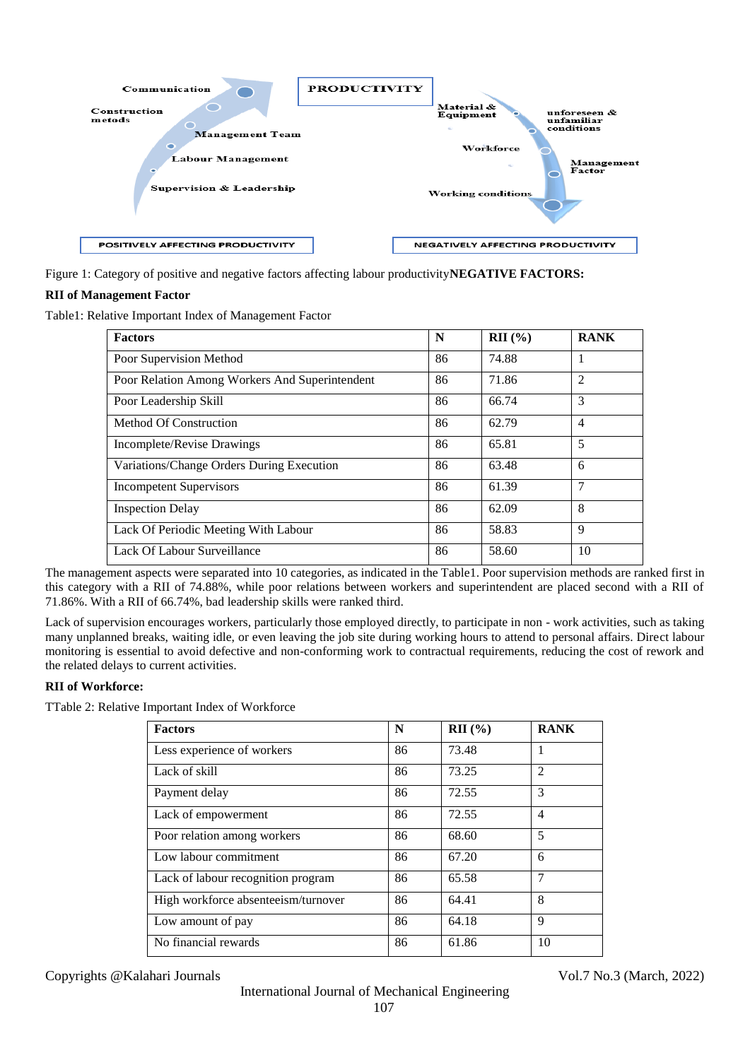Figure 1: Category of positive and negative factors affecting labour productivity**NEGATIVE FACTORS:**

**RII of Management Factor**

Table1: Relative Important Index of Management Factor

| Factors | N | RII (%) | RANK |
|---|---|---|---|
| Poor Supervision Method | 86 | 74.88 | 1 |
| Poor Relation Among Workers And Superintendent | 86 | 71.86 | 2 |
| Poor Leadership Skill | 86 | 66.74 | 3 |
| Method Of Construction | 86 | 62.79 | 4 |
| Incomplete/Revise Drawings | 86 | 65.81 | 5 |
| Variations/Change Orders During Execution | 86 | 63.48 | 6 |
| Incompetent Supervisors | 86 | 61.39 | 7 |
| Inspection Delay | 86 | 62.09 | 8 |
| Lack Of Periodic Meeting With Labour | 86 | 58.83 | 9 |
| Lack Of Labour Surveillance | 86 | 58.60 | 10 |

The management aspects were separated into 10 categories, as indicated in the Table1. Poor supervision methods are ranked first in this category with a RII of 74.88%, while poor relations between workers and superintendent are placed second with a RII of 71.86%. With a RII of 66.74%, bad leadership skills were ranked third.

Lack of supervision encourages workers, particularly those employed directly, to participate in non - work activities, such as taking many unplanned breaks, waiting idle, or even leaving the job site during working hours to attend to personal affairs. Direct labour monitoring is essential to avoid defective and non-conforming work to contractual requirements, reducing the cost of rework and the related delays to current activities.

**RII of Workforce:**

TTable 2: Relative Important Index of Workforce

| Factors | N | RII (%) | RANK |
|---|---|---|---|
| Less experience of workers | 86 | 73.48 | 1 |
| Lack of skill | 86 | 73.25 | 2 |
| Payment delay | 86 | 72.55 | 3 |
| Lack of empowerment | 86 | 72.55 | 4 |
| Poor relation among workers | 86 | 68.60 | 5 |
| Low labour commitment | 86 | 67.20 | 6 |
| Lack of labour recognition program | 86 | 65.58 | 7 |
| High workforce absenteeism/turnover | 86 | 64.41 | 8 |
| Low amount of pay | 86 | 64.18 | 9 |
| No financial rewards | 86 | 61.86 | 10 |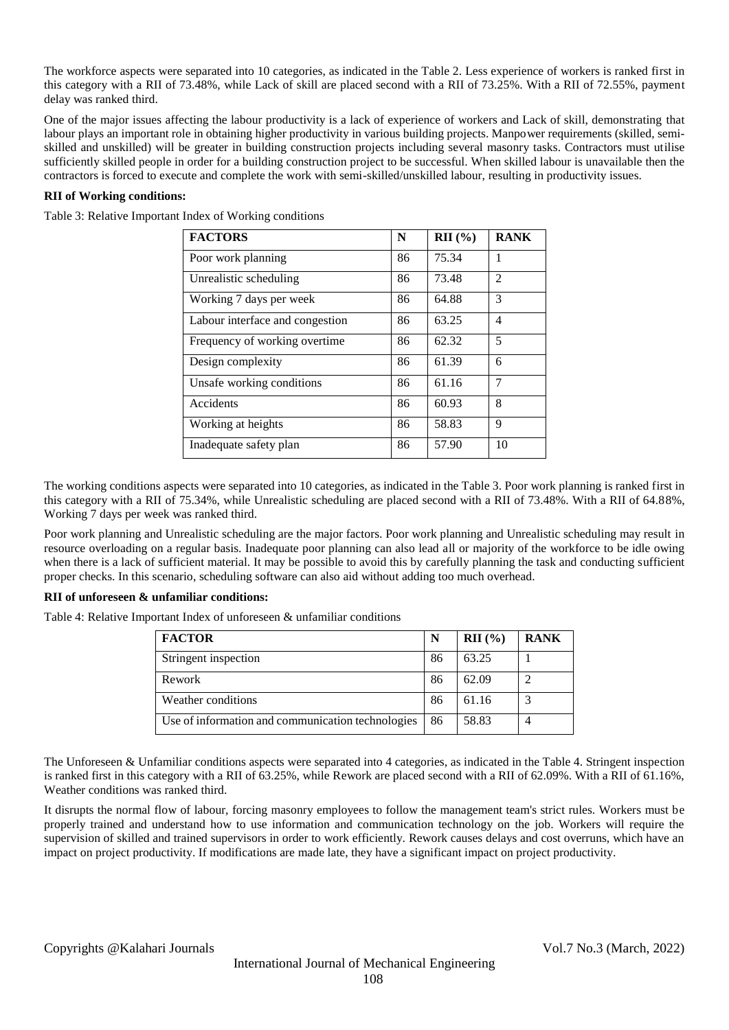The workforce aspects were separated into 10 categories, as indicated in the Table 2. Less experience of workers is ranked first in this category with a RII of 73.48%, while Lack of skill are placed second with a RII of 73.25%. With a RII of 72.55%, payment delay was ranked third.

One of the major issues affecting the labour productivity is a lack of experience of workers and Lack of skill, demonstrating that labour plays an important role in obtaining higher productivity in various building projects. Manpower requirements (skilled, semi-skilled and unskilled) will be greater in building construction projects including several masonry tasks. Contractors must utilise sufficiently skilled people in order for a building construction project to be successful. When skilled labour is unavailable then the contractors is forced to execute and complete the work with semi-skilled/unskilled labour, resulting in productivity issues.

**RII of Working conditions:**

Table 3: Relative Important Index of Working conditions

| FACTORS | N | RII (%) | RANK |
|---|---|---|---|
| Poor work planning | 86 | 75.34 | 1 |
| Unrealistic scheduling | 86 | 73.48 | 2 |
| Working 7 days per week | 86 | 64.88 | 3 |
| Labour interface and congestion | 86 | 63.25 | 4 |
| Frequency of working overtime | 86 | 62.32 | 5 |
| Design complexity | 86 | 61.39 | 6 |
| Unsafe working conditions | 86 | 61.16 | 7 |
| Accidents | 86 | 60.93 | 8 |
| Working at heights | 86 | 58.83 | 9 |
| Inadequate safety plan | 86 | 57.90 | 10 |

The working conditions aspects were separated into 10 categories, as indicated in the Table 3. Poor work planning is ranked first in this category with a RII of 75.34%, while Unrealistic scheduling are placed second with a RII of 73.48%. With a RII of 64.88%, Working 7 days per week was ranked third.

Poor work planning and Unrealistic scheduling are the major factors. Poor work planning and Unrealistic scheduling may result in resource overloading on a regular basis. Inadequate poor planning can also lead all or majority of the workforce to be idle owing when there is a lack of sufficient material. It may be possible to avoid this by carefully planning the task and conducting sufficient proper checks. In this scenario, scheduling software can also aid without adding too much overhead.

**RII of unforeseen & unfamiliar conditions:**

Table 4: Relative Important Index of unforeseen & unfamiliar conditions

| FACTOR | N | RII (%) | RANK |
|---|---|---|---|
| Stringent inspection | 86 | 63.25 | 1 |
| Rework | 86 | 62.09 | 2 |
| Weather conditions | 86 | 61.16 | 3 |
| Use of information and communication technologies | 86 | 58.83 | 4 |

The Unforeseen & Unfamiliar conditions aspects were separated into 4 categories, as indicated in the Table 4. Stringent inspection is ranked first in this category with a RII of 63.25%, while Rework are placed second with a RII of 62.09%. With a RII of 61.16%, Weather conditions was ranked third.

It disrupts the normal flow of labour, forcing masonry employees to follow the management team's strict rules. Workers must be properly trained and understand how to use information and communication technology on the job. Workers will require the supervision of skilled and trained supervisors in order to work efficiently. Rework causes delays and cost overruns, which have an impact on project productivity. If modifications are made late, they have a significant impact on project productivity.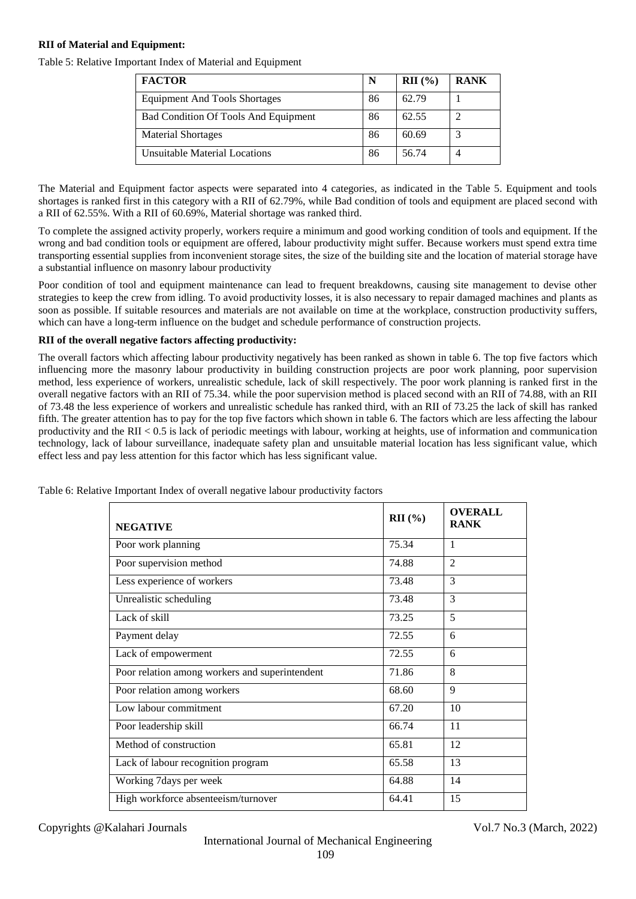**RII of Material and Equipment:**

Table 5: Relative Important Index of Material and Equipment

| FACTOR | N | RII (%) | RANK |
|---|---|---|---|
| Equipment And Tools Shortages | 86 | 62.79 | 1 |
| Bad Condition Of Tools And Equipment | 86 | 62.55 | 2 |
| Material Shortages | 86 | 60.69 | 3 |
| Unsuitable Material Locations | 86 | 56.74 | 4 |

The Material and Equipment factor aspects were separated into 4 categories, as indicated in the Table 5. Equipment and tools shortages is ranked first in this category with a RII of 62.79%, while Bad condition of tools and equipment are placed second with a RII of 62.55%. With a RII of 60.69%, Material shortage was ranked third.

To complete the assigned activity properly, workers require a minimum and good working condition of tools and equipment. If the wrong and bad condition tools or equipment are offered, labour productivity might suffer. Because workers must spend extra time transporting essential supplies from inconvenient storage sites, the size of the building site and the location of material storage have a substantial influence on masonry labour productivity

Poor condition of tool and equipment maintenance can lead to frequent breakdowns, causing site management to devise other strategies to keep the crew from idling. To avoid productivity losses, it is also necessary to repair damaged machines and plants as soon as possible. If suitable resources and materials are not available on time at the workplace, construction productivity suffers, which can have a long-term influence on the budget and schedule performance of construction projects.

**RII of the overall negative factors affecting productivity:**

The overall factors which affecting labour productivity negatively has been ranked as shown in table 6. The top five factors which influencing more the masonry labour productivity in building construction projects are poor work planning, poor supervision method, less experience of workers, unrealistic schedule, lack of skill respectively. The poor work planning is ranked first in the overall negative factors with an RII of 75.34. while the poor supervision method is placed second with an RII of 74.88, with an RII of 73.48 the less experience of workers and unrealistic schedule has ranked third, with an RII of 73.25 the lack of skill has ranked fifth. The greater attention has to pay for the top five factors which shown in table 6. The factors which are less affecting the labour productivity and the RII $< 0.5$ is lack of periodic meetings with labour, working at heights, use of information and communication technology, lack of labour surveillance, inadequate safety plan and unsuitable material location has less significant value, which effect less and pay less attention for this factor which has less significant value.

Table 6: Relative Important Index of overall negative labour productivity factors

| NEGATIVE | RII (%) | OVERALL RANK |
|---|---|---|
| Poor work planning | 75.34 | 1 |
| Poor supervision method | 74.88 | 2 |
| Less experience of workers | 73.48 | 3 |
| Unrealistic scheduling | 73.48 | 3 |
| Lack of skill | 73.25 | 5 |
| Payment delay | 72.55 | 6 |
| Lack of empowerment | 72.55 | 6 |
| Poor relation among workers and superintendent | 71.86 | 8 |
| Poor relation among workers | 68.60 | 9 |
| Low labour commitment | 67.20 | 10 |
| Poor leadership skill | 66.74 | 11 |
| Method of construction | 65.81 | 12 |
| Lack of labour recognition program | 65.58 | 13 |
| Working 7days per week | 64.88 | 14 |
| High workforce absenteeism/turnover | 64.41 | 15 |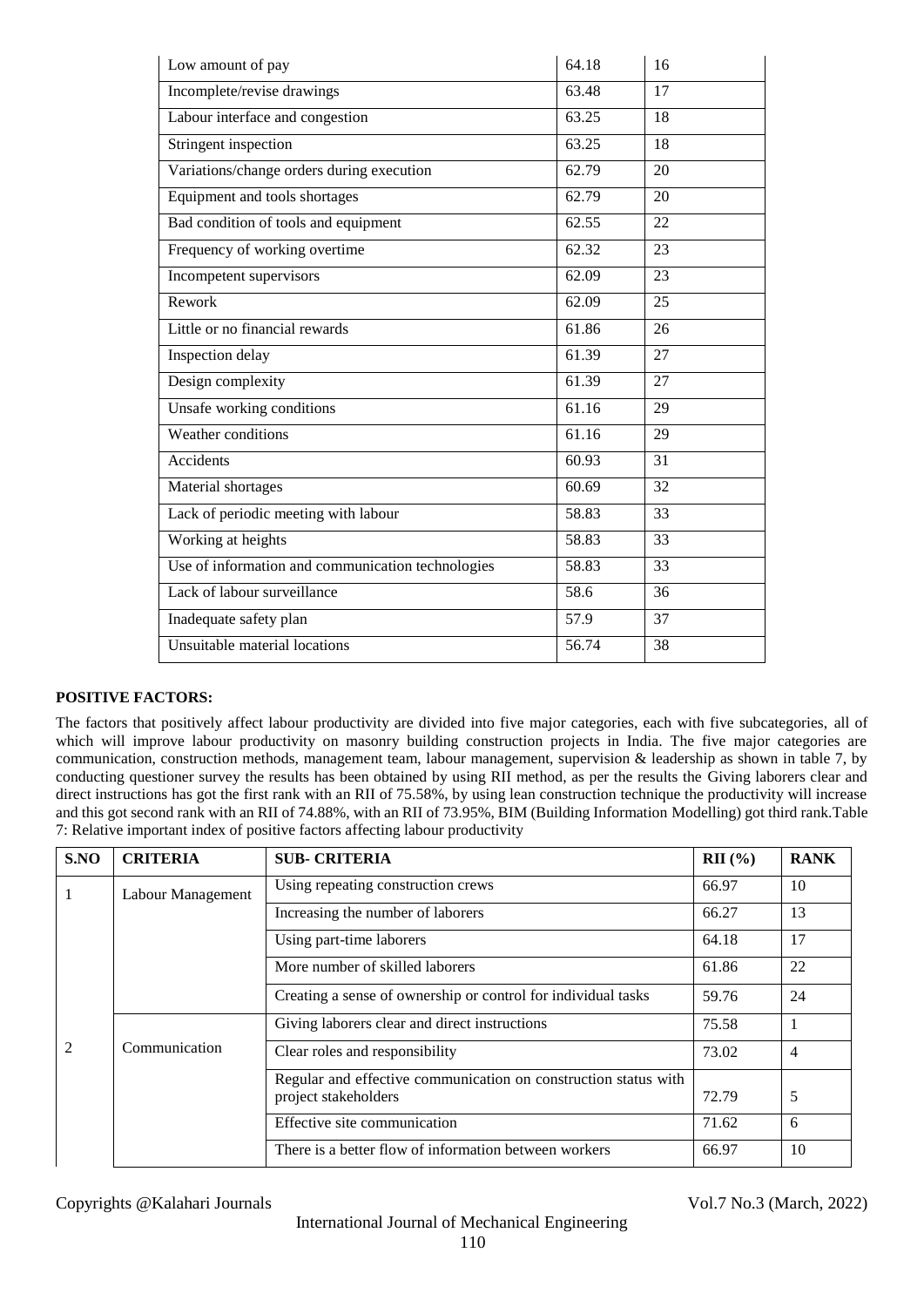| Low amount of pay | 64.18 | 16 |
|---|---|---|
| Incomplete/revise drawings | 63.48 | 17 |
| Labour interface and congestion | 63.25 | 18 |
| Stringent inspection | 63.25 | 18 |
| Variations/change orders during execution | 62.79 | 20 |
| Equipment and tools shortages | 62.79 | 20 |
| Bad condition of tools and equipment | 62.55 | 22 |
| Frequency of working overtime | 62.32 | 23 |
| Incompetent supervisors | 62.09 | 23 |
| Rework | 62.09 | 25 |
| Little or no financial rewards | 61.86 | 26 |
| Inspection delay | 61.39 | 27 |
| Design complexity | 61.39 | 27 |
| Unsafe working conditions | 61.16 | 29 |
| Weather conditions | 61.16 | 29 |
| Accidents | 60.93 | 31 |
| Material shortages | 60.69 | 32 |
| Lack of periodic meeting with labour | 58.83 | 33 |
| Working at heights | 58.83 | 33 |
| Use of information and communication technologies | 58.83 | 33 |
| Lack of labour surveillance | 58.6 | 36 |
| Inadequate safety plan | 57.9 | 37 |
| Unsuitable material locations | 56.74 | 38 |

**POSITIVE FACTORS:**

The factors that positively affect labour productivity are divided into five major categories, each with five subcategories, all of which will improve labour productivity on masonry building construction projects in India. The five major categories are communication, construction methods, management team, labour management, supervision & leadership as shown in table 7, by conducting questioner survey the results has been obtained by using RII method, as per the results the Giving laborers clear and direct instructions has got the first rank with an RII of 75.58%, by using lean construction technique the productivity will increase and this got second rank with an RII of 74.88%, with an RII of 73.95%, BIM (Building Information Modelling) got third rank.Table 7: Relative important index of positive factors affecting labour productivity

| S.NO | CRITERIA | SUB- CRITERIA | RII (%) | RANK |
|---|---|---|---|---|
| 1 | Labour Management | Using repeating construction crews | 66.97 | 10 |
| | | Increasing the number of laborers | 66.27 | 13 |
| | | Using part-time laborers | 64.18 | 17 |
| | | More number of skilled laborers | 61.86 | 22 |
| | | Creating a sense of ownership or control for individual tasks | 59.76 | 24 |
| 2 | Communication | Giving laborers clear and direct instructions | 75.58 | 1 |
| | | Clear roles and responsibility | 73.02 | 4 |
| | | Regular and effective communication on construction status with project stakeholders | 72.79 | 5 |
| | | Effective site communication | 71.62 | 6 |
| | | There is a better flow of information between workers | 66.97 | 10 |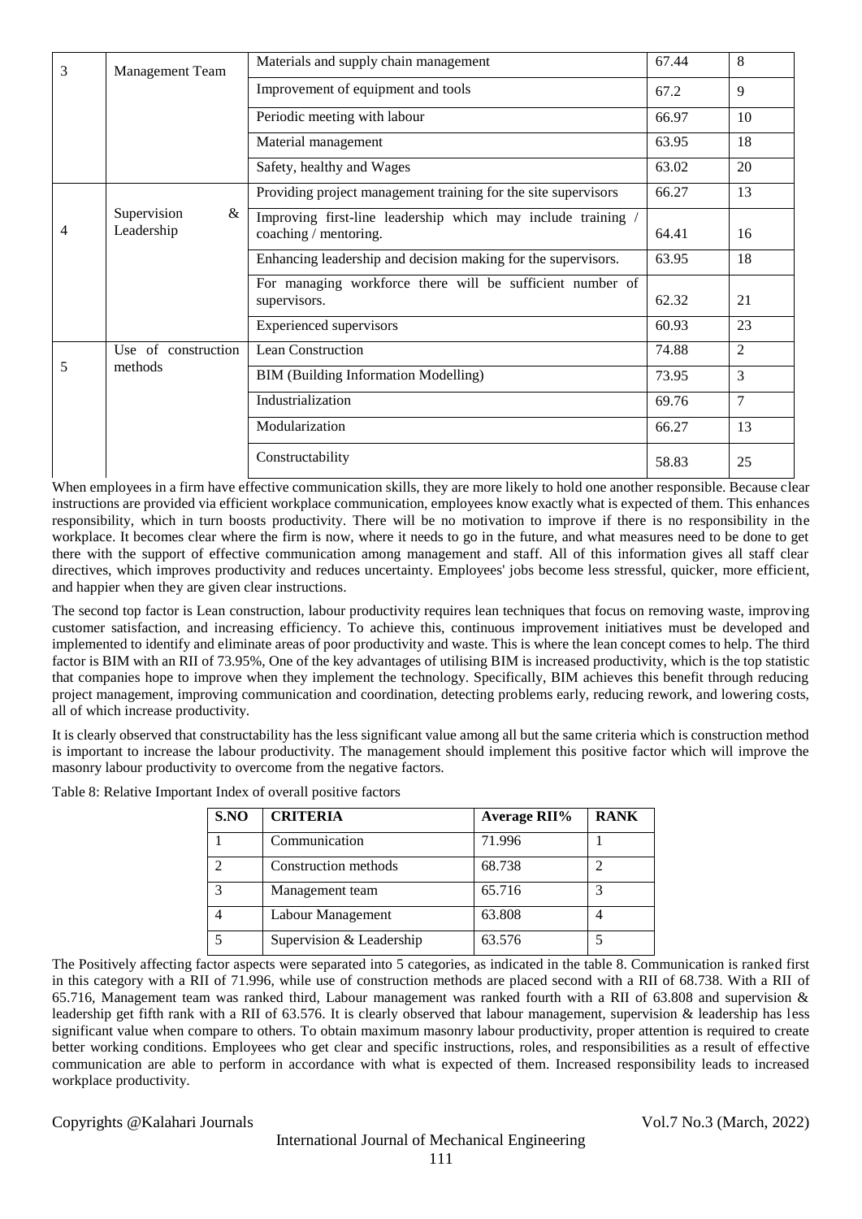| 3 | Management Team | Materials and supply chain management | 67.44 | 8 |
|---|---|---|---|---|
| | | Improvement of equipment and tools | 67.2 | 9 |
| | | Periodic meeting with labour | 66.97 | 10 |
| | | Material management | 63.95 | 18 |
| | | Safety, healthy and Wages | 63.02 | 20 |
| 4 | Supervision & Leadership | Providing project management training for the site supervisors | 66.27 | 13 |
| | | Improving first-line leadership which may include training / coaching / mentoring. | 64.41 | 16 |
| | | Enhancing leadership and decision making for the supervisors. | 63.95 | 18 |
| | | For managing workforce there will be sufficient number of supervisors. | 62.32 | 21 |
| | | Experienced supervisors | 60.93 | 23 |
| 5 | Use of construction methods | Lean Construction | 74.88 | 2 |
| | | BIM (Building Information Modelling) | 73.95 | 3 |
| | | Industrialization | 69.76 | 7 |
| | | Modularization | 66.27 | 13 |
| | | Constructability | 58.83 | 25 |

When employees in a firm have effective communication skills, they are more likely to hold one another responsible. Because clear instructions are provided via efficient workplace communication, employees know exactly what is expected of them. This enhances responsibility, which in turn boosts productivity. There will be no motivation to improve if there is no responsibility in the workplace. It becomes clear where the firm is now, where it needs to go in the future, and what measures need to be done to get there with the support of effective communication among management and staff. All of this information gives all staff clear directives, which improves productivity and reduces uncertainty. Employees' jobs become less stressful, quicker, more efficient, and happier when they are given clear instructions.

The second top factor is Lean construction, labour productivity requires lean techniques that focus on removing waste, improving customer satisfaction, and increasing efficiency. To achieve this, continuous improvement initiatives must be developed and implemented to identify and eliminate areas of poor productivity and waste. This is where the lean concept comes to help. The third factor is BIM with an RII of 73.95%, One of the key advantages of utilising BIM is increased productivity, which is the top statistic that companies hope to improve when they implement the technology. Specifically, BIM achieves this benefit through reducing project management, improving communication and coordination, detecting problems early, reducing rework, and lowering costs, all of which increase productivity.

It is clearly observed that constructability has the less significant value among all but the same criteria which is construction method is important to increase the labour productivity. The management should implement this positive factor which will improve the masonry labour productivity to overcome from the negative factors.

Table 8: Relative Important Index of overall positive factors

| S.NO | CRITERIA | Average RII% | RANK |
|---|---|---|---|
| 1 | Communication | 71.996 | 1 |
| 2 | Construction methods | 68.738 | 2 |
| 3 | Management team | 65.716 | 3 |
| 4 | Labour Management | 63.808 | 4 |
| 5 | Supervision & Leadership | 63.576 | 5 |

The Positively affecting factor aspects were separated into 5 categories, as indicated in the table 8. Communication is ranked first in this category with a RII of 71.996, while use of construction methods are placed second with a RII of 68.738. With a RII of 65.716, Management team was ranked third, Labour management was ranked fourth with a RII of 63.808 and supervision & leadership get fifth rank with a RII of 63.576. It is clearly observed that labour management, supervision & leadership has less significant value when compare to others. To obtain maximum masonry labour productivity, proper attention is required to create better working conditions. Employees who get clear and specific instructions, roles, and responsibilities as a result of effective communication are able to perform in accordance with what is expected of them. Increased responsibility leads to increased workplace productivity.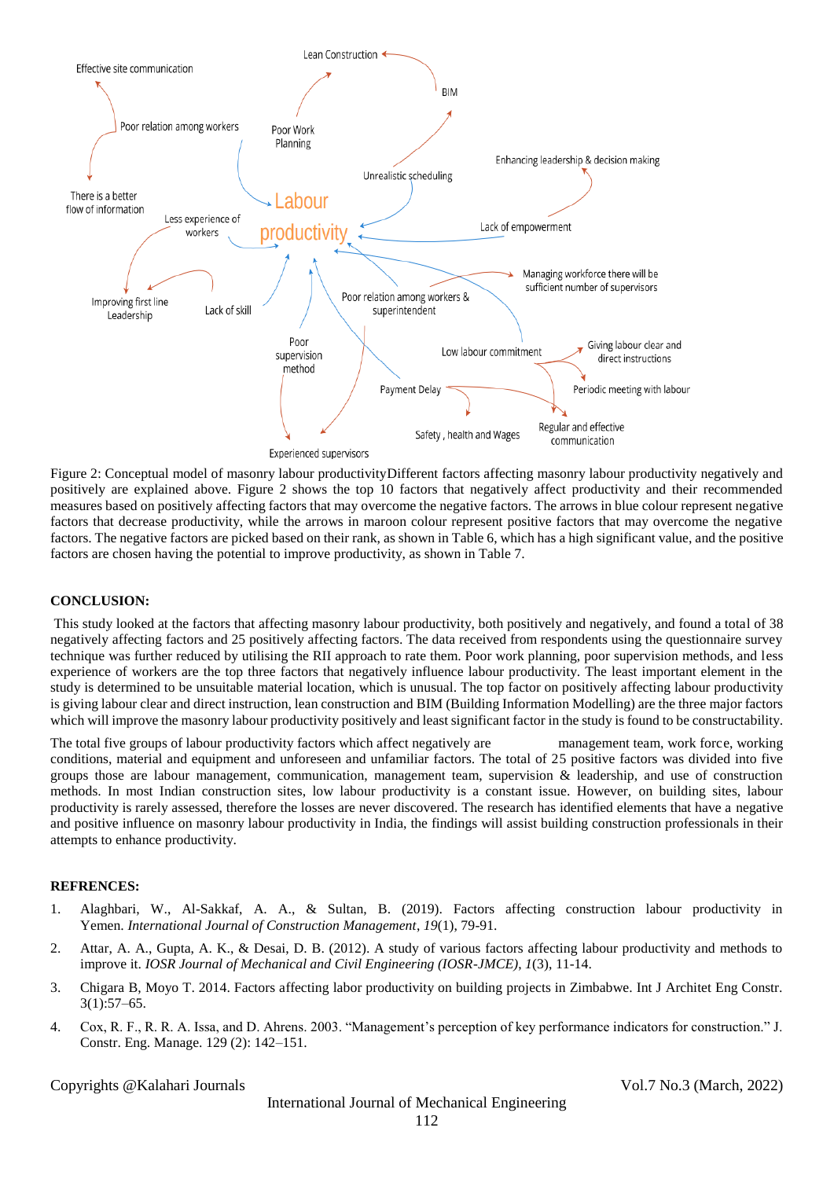Figure 2: Conceptual model of masonry labour productivityDifferent factors affecting masonry labour productivity negatively and positively are explained above. Figure 2 shows the top 10 factors that negatively affect productivity and their recommended measures based on positively affecting factors that may overcome the negative factors. The arrows in blue colour represent negative factors that decrease productivity, while the arrows in maroon colour represent positive factors that may overcome the negative factors. The negative factors are picked based on their rank, as shown in Table 6, which has a high significant value, and the positive factors are chosen having the potential to improve productivity, as shown in Table 7.

**CONCLUSION:**

This study looked at the factors that affecting masonry labour productivity, both positively and negatively, and found a total of 38 negatively affecting factors and 25 positively affecting factors. The data received from respondents using the questionnaire survey technique was further reduced by utilising the RII approach to rate them. Poor work planning, poor supervision methods, and less experience of workers are the top three factors that negatively influence labour productivity. The least important element in the study is determined to be unsuitable material location, which is unusual. The top factor on positively affecting labour productivity is giving labour clear and direct instruction, lean construction and BIM (Building Information Modelling) are the three major factors which will improve the masonry labour productivity positively and least significant factor in the study is found to be constructability.

The total five groups of labour productivity factors which affect negatively are management team, work force, working conditions, material and equipment and unforeseen and unfamiliar factors. The total of 25 positive factors was divided into five groups those are labour management, communication, management team, supervision & leadership, and use of construction methods. In most Indian construction sites, low labour productivity is a constant issue. However, on building sites, labour productivity is rarely assessed, therefore the losses are never discovered. The research has identified elements that have a negative and positive influence on masonry labour productivity in India, the findings will assist building construction professionals in their attempts to enhance productivity.

**REFRENCES:**

1. Alaghbari, W., Al-Sakkaf, A. A., & Sultan, B. (2019). Factors affecting construction labour productivity in Yemen. *International Journal of Construction Management*, *19*(1), 79-91.
2. Attar, A. A., Gupta, A. K., & Desai, D. B. (2012). A study of various factors affecting labour productivity and methods to improve it. *IOSR Journal of Mechanical and Civil Engineering (IOSR-JMCE)*, *1*(3), 11-14.
3. Chigara B, Moyo T. 2014. Factors affecting labor productivity on building projects in Zimbabwe. Int J Architet Eng Constr. 3(1):57–65.
4. Cox, R. F., R. R. A. Issa, and D. Ahrens. 2003. "Management's perception of key performance indicators for construction." J. Constr. Eng. Manage. 129 (2): 142–151.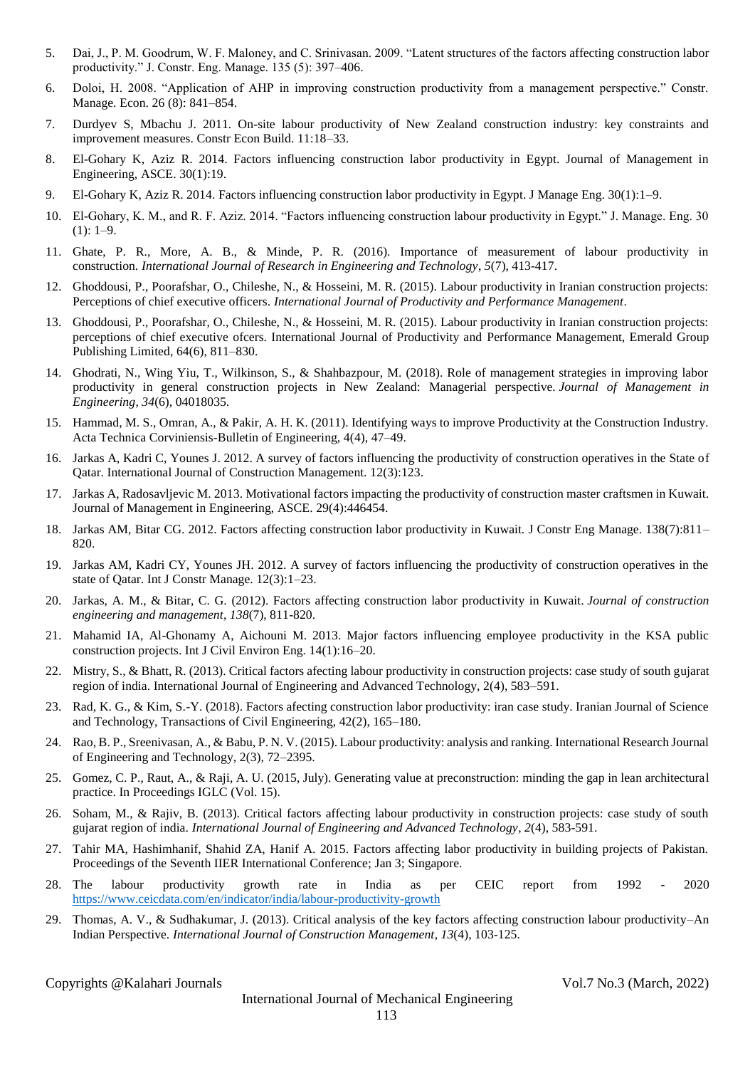5. Dai, J., P. M. Goodrum, W. F. Maloney, and C. Srinivasan. 2009. "Latent structures of the factors affecting construction labor productivity." J. Constr. Eng. Manage. 135 (5): 397–406.
6. Doloi, H. 2008. "Application of AHP in improving construction productivity from a management perspective." Constr. Manage. Econ. 26 (8): 841–854.
7. Durdyev S, Mbachu J. 2011. On-site labour productivity of New Zealand construction industry: key constraints and improvement measures. Constr Econ Build. 11:18–33.
8. El-Gohary K, Aziz R. 2014. Factors influencing construction labor productivity in Egypt. Journal of Management in Engineering, ASCE. 30(1):19.
9. El-Gohary K, Aziz R. 2014. Factors influencing construction labor productivity in Egypt. J Manage Eng. 30(1):1–9.
10. El-Gohary, K. M., and R. F. Aziz. 2014. "Factors influencing construction labour productivity in Egypt." J. Manage. Eng. 30 (1): 1–9.
11. Ghate, P. R., More, A. B., & Minde, P. R. (2016). Importance of measurement of labour productivity in construction. *International Journal of Research in Engineering and Technology*, *5*(7), 413-417.
12. Ghoddousi, P., Poorafshar, O., Chileshe, N., & Hosseini, M. R. (2015). Labour productivity in Iranian construction projects: Perceptions of chief executive officers. *International Journal of Productivity and Performance Management*.
13. Ghoddousi, P., Poorafshar, O., Chileshe, N., & Hosseini, M. R. (2015). Labour productivity in Iranian construction projects: perceptions of chief executive ofcers. International Journal of Productivity and Performance Management, Emerald Group Publishing Limited, 64(6), 811–830.
14. Ghodrati, N., Wing Yiu, T., Wilkinson, S., & Shahbazpour, M. (2018). Role of management strategies in improving labor productivity in general construction projects in New Zealand: Managerial perspective. *Journal of Management in Engineering*, *34*(6), 04018035.
15. Hammad, M. S., Omran, A., & Pakir, A. H. K. (2011). Identifying ways to improve Productivity at the Construction Industry. Acta Technica Corviniensis-Bulletin of Engineering, 4(4), 47–49.
16. Jarkas A, Kadri C, Younes J. 2012. A survey of factors influencing the productivity of construction operatives in the State of Qatar. International Journal of Construction Management. 12(3):123.
17. Jarkas A, Radosavljevic M. 2013. Motivational factors impacting the productivity of construction master craftsmen in Kuwait. Journal of Management in Engineering, ASCE. 29(4):446454.
18. Jarkas AM, Bitar CG. 2012. Factors affecting construction labor productivity in Kuwait. J Constr Eng Manage. 138(7):811–820.
19. Jarkas AM, Kadri CY, Younes JH. 2012. A survey of factors influencing the productivity of construction operatives in the state of Qatar. Int J Constr Manage. 12(3):1–23.
20. Jarkas, A. M., & Bitar, C. G. (2012). Factors affecting construction labor productivity in Kuwait. *Journal of construction engineering and management*, *138*(7), 811-820.
21. Mahamid IA, Al-Ghonamy A, Aichouni M. 2013. Major factors influencing employee productivity in the KSA public construction projects. Int J Civil Environ Eng. 14(1):16–20.
22. Mistry, S., & Bhatt, R. (2013). Critical factors afecting labour productivity in construction projects: case study of south gujarat region of india. International Journal of Engineering and Advanced Technology, 2(4), 583–591.
23. Rad, K. G., & Kim, S.-Y. (2018). Factors afecting construction labor productivity: iran case study. Iranian Journal of Science and Technology, Transactions of Civil Engineering, 42(2), 165–180.
24. Rao, B. P., Sreenivasan, A., & Babu, P. N. V. (2015). Labour productivity: analysis and ranking. International Research Journal of Engineering and Technology, 2(3), 72–2395.
25. Gomez, C. P., Raut, A., & Raji, A. U. (2015, July). Generating value at preconstruction: minding the gap in lean architectural practice. In Proceedings IGLC (Vol. 15).
26. Soham, M., & Rajiv, B. (2013). Critical factors affecting labour productivity in construction projects: case study of south gujarat region of india. *International Journal of Engineering and Advanced Technology*, *2*(4), 583-591.
27. Tahir MA, Hashimhanif, Shahid ZA, Hanif A. 2015. Factors affecting labor productivity in building projects of Pakistan. Proceedings of the Seventh IIER International Conference; Jan 3; Singapore.
28. The labour productivity growth rate in India as per CEIC report from 1992 - 2020 https://www.ceicdata.com/en/indicator/india/labour-productivity-growth
29. Thomas, A. V., & Sudhakumar, J. (2013). Critical analysis of the key factors affecting construction labour productivity–An Indian Perspective. *International Journal of Construction Management*, *13*(4), 103-125.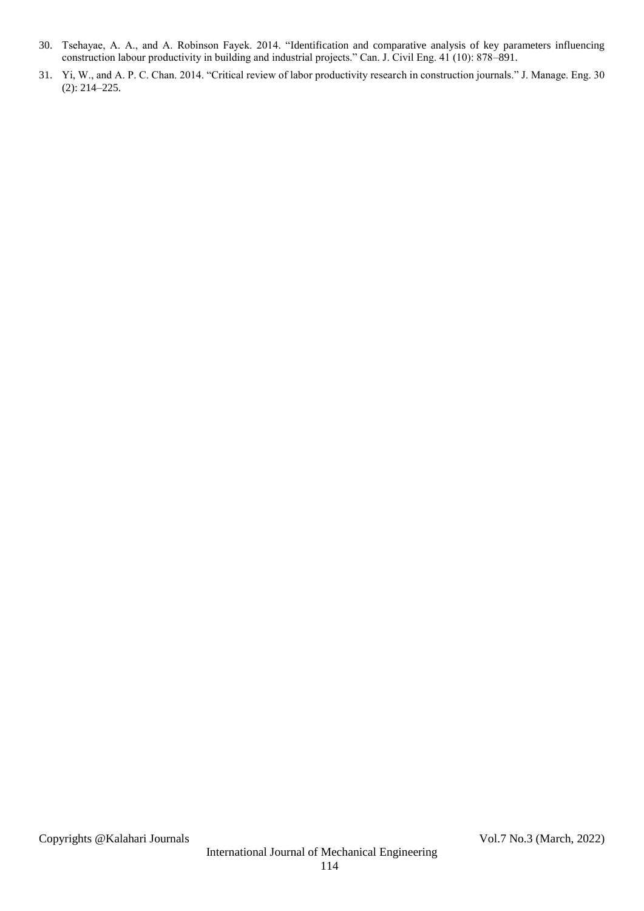30. Tsehayae, A. A., and A. Robinson Fayek. 2014. "Identification and comparative analysis of key parameters influencing construction labour productivity in building and industrial projects." Can. J. Civil Eng. 41 (10): 878–891.
31. Yi, W., and A. P. C. Chan. 2014. "Critical review of labor productivity research in construction journals." J. Manage. Eng. 30 (2): 214–225.